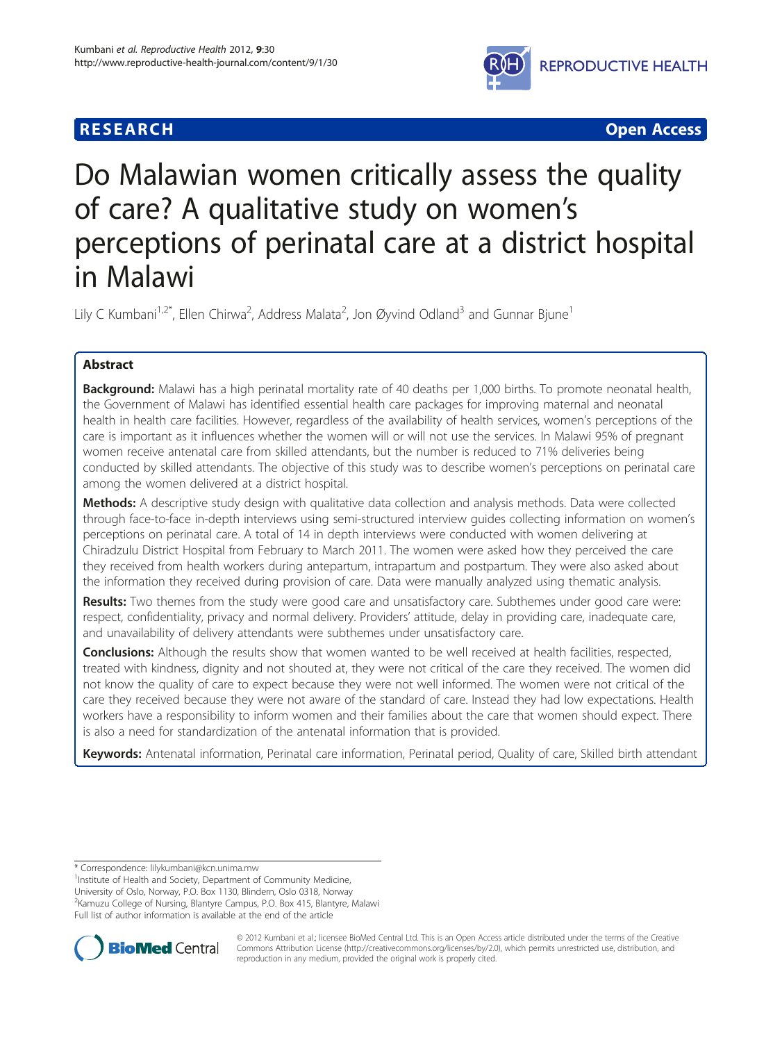**RESEARCH** **Open Access**

# Do Malawian women critically assess the quality of care? A qualitative study on women's perceptions of perinatal care at a district hospital in Malawi

Lily C Kumbani[1,2*], Ellen Chirwa[2], Address Malata[2], Jon Øyvind Odland[3] and Gunnar Bjune[1]

## Abstract

**Background:** Malawi has a high perinatal mortality rate of 40 deaths per 1,000 births. To promote neonatal health, the Government of Malawi has identified essential health care packages for improving maternal and neonatal health in health care facilities. However, regardless of the availability of health services, women's perceptions of the care is important as it influences whether the women will or will not use the services. In Malawi 95% of pregnant women receive antenatal care from skilled attendants, but the number is reduced to 71% deliveries being conducted by skilled attendants. The objective of this study was to describe women's perceptions on perinatal care among the women delivered at a district hospital.

**Methods:** A descriptive study design with qualitative data collection and analysis methods. Data were collected through face-to-face in-depth interviews using semi-structured interview guides collecting information on women's perceptions on perinatal care. A total of 14 in depth interviews were conducted with women delivering at Chiradzulu District Hospital from February to March 2011. The women were asked how they perceived the care they received from health workers during antepartum, intrapartum and postpartum. They were also asked about the information they received during provision of care. Data were manually analyzed using thematic analysis.

**Results:** Two themes from the study were good care and unsatisfactory care. Subthemes under good care were: respect, confidentiality, privacy and normal delivery. Providers' attitude, delay in providing care, inadequate care, and unavailability of delivery attendants were subthemes under unsatisfactory care.

**Conclusions:** Although the results show that women wanted to be well received at health facilities, respected, treated with kindness, dignity and not shouted at, they were not critical of the care they received. The women did not know the quality of care to expect because they were not well informed. The women were not critical of the care they received because they were not aware of the standard of care. Instead they had low expectations. Health workers have a responsibility to inform women and their families about the care that women should expect. There is also a need for standardization of the antenatal information that is provided.

**Keywords:** Antenatal information, Perinatal care information, Perinatal period, Quality of care, Skilled birth attendant

\* Correspondence: lilykumbani@kcn.unima.mw
[1]Institute of Health and Society, Department of Community Medicine, University of Oslo, Norway, P.O. Box 1130, Blindern, Oslo 0318, Norway
[2]Kamuzu College of Nursing, Blantyre Campus, P.O. Box 415, Blantyre, Malawi
Full list of author information is available at the end of the article

© 2012 Kumbani et al.; licensee BioMed Central Ltd. This is an Open Access article distributed under the terms of the Creative Commons Attribution License (http://creativecommons.org/licenses/by/2.0), which permits unrestricted use, distribution, and reproduction in any medium, provided the original work is properly cited.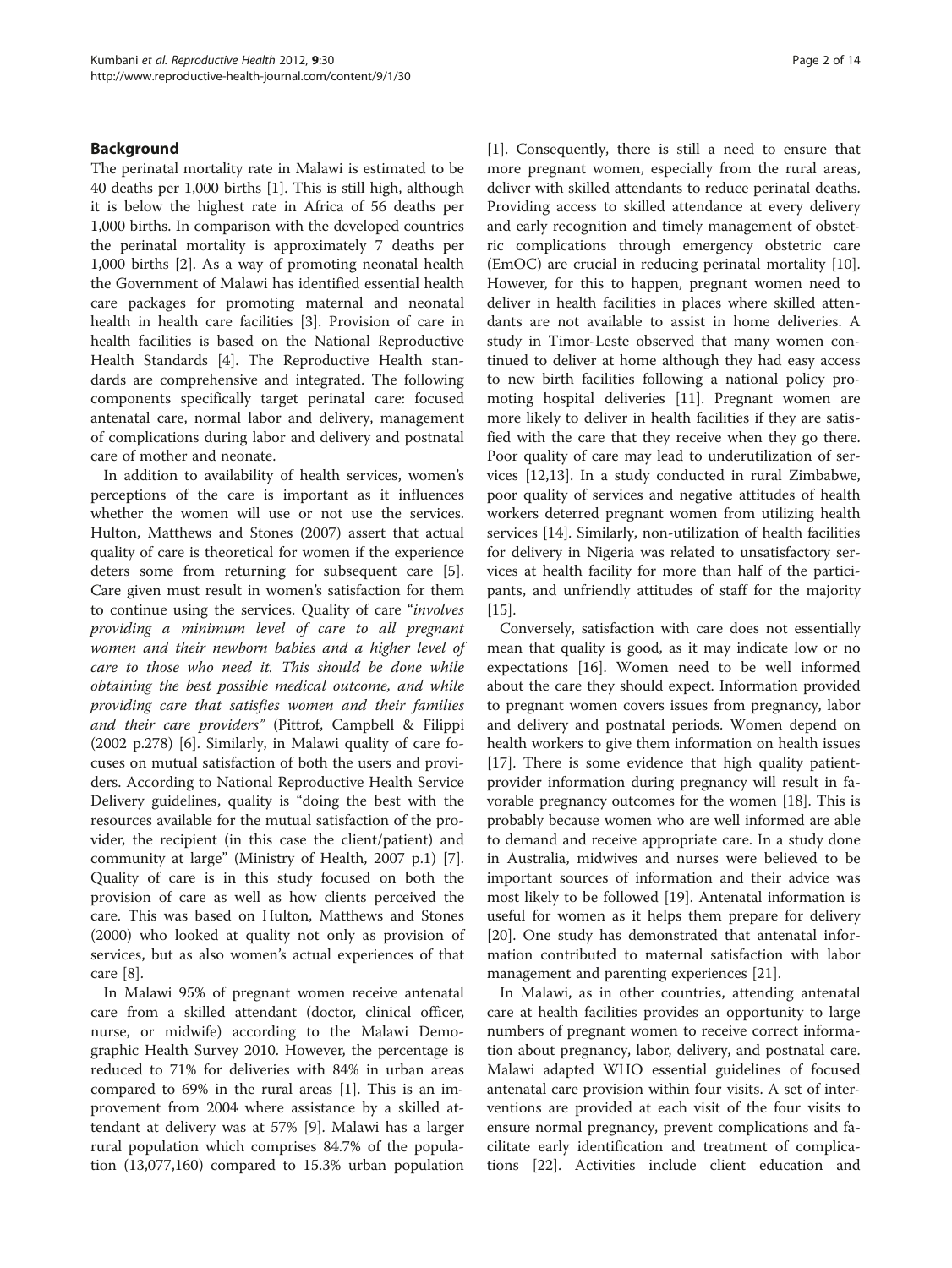## Background

The perinatal mortality rate in Malawi is estimated to be 40 deaths per 1,000 births [1]. This is still high, although it is below the highest rate in Africa of 56 deaths per 1,000 births. In comparison with the developed countries the perinatal mortality is approximately 7 deaths per 1,000 births [2]. As a way of promoting neonatal health the Government of Malawi has identified essential health care packages for promoting maternal and neonatal health in health care facilities [3]. Provision of care in health facilities is based on the National Reproductive Health Standards [4]. The Reproductive Health standards are comprehensive and integrated. The following components specifically target perinatal care: focused antenatal care, normal labor and delivery, management of complications during labor and delivery and postnatal care of mother and neonate.

In addition to availability of health services, women's perceptions of the care is important as it influences whether the women will use or not use the services. Hulton, Matthews and Stones (2007) assert that actual quality of care is theoretical for women if the experience deters some from returning for subsequent care [5]. Care given must result in women's satisfaction for them to continue using the services. Quality of care "*involves providing a minimum level of care to all pregnant women and their newborn babies and a higher level of care to those who need it. This should be done while obtaining the best possible medical outcome, and while providing care that satisfies women and their families and their care providers*" (Pittrof, Campbell & Filippi (2002 p.278) [6]. Similarly, in Malawi quality of care focuses on mutual satisfaction of both the users and providers. According to National Reproductive Health Service Delivery guidelines, quality is "doing the best with the resources available for the mutual satisfaction of the provider, the recipient (in this case the client/patient) and community at large" (Ministry of Health, 2007 p.1) [7]. Quality of care is in this study focused on both the provision of care as well as how clients perceived the care. This was based on Hulton, Matthews and Stones (2000) who looked at quality not only as provision of services, but as also women's actual experiences of that care [8].

In Malawi 95% of pregnant women receive antenatal care from a skilled attendant (doctor, clinical officer, nurse, or midwife) according to the Malawi Demographic Health Survey 2010. However, the percentage is reduced to 71% for deliveries with 84% in urban areas compared to 69% in the rural areas [1]. This is an improvement from 2004 where assistance by a skilled attendant at delivery was at 57% [9]. Malawi has a larger rural population which comprises 84.7% of the population (13,077,160) compared to 15.3% urban population [1]. Consequently, there is still a need to ensure that more pregnant women, especially from the rural areas, deliver with skilled attendants to reduce perinatal deaths. Providing access to skilled attendance at every delivery and early recognition and timely management of obstetric complications through emergency obstetric care (EmOC) are crucial in reducing perinatal mortality [10]. However, for this to happen, pregnant women need to deliver in health facilities in places where skilled attendants are not available to assist in home deliveries. A study in Timor-Leste observed that many women continued to deliver at home although they had easy access to new birth facilities following a national policy promoting hospital deliveries [11]. Pregnant women are more likely to deliver in health facilities if they are satisfied with the care that they receive when they go there. Poor quality of care may lead to underutilization of services [12,13]. In a study conducted in rural Zimbabwe, poor quality of services and negative attitudes of health workers deterred pregnant women from utilizing health services [14]. Similarly, non-utilization of health facilities for delivery in Nigeria was related to unsatisfactory services at health facility for more than half of the participants, and unfriendly attitudes of staff for the majority [15].

Conversely, satisfaction with care does not essentially mean that quality is good, as it may indicate low or no expectations [16]. Women need to be well informed about the care they should expect. Information provided to pregnant women covers issues from pregnancy, labor and delivery and postnatal periods. Women depend on health workers to give them information on health issues [17]. There is some evidence that high quality patient-provider information during pregnancy will result in favorable pregnancy outcomes for the women [18]. This is probably because women who are well informed are able to demand and receive appropriate care. In a study done in Australia, midwives and nurses were believed to be important sources of information and their advice was most likely to be followed [19]. Antenatal information is useful for women as it helps them prepare for delivery [20]. One study has demonstrated that antenatal information contributed to maternal satisfaction with labor management and parenting experiences [21].

In Malawi, as in other countries, attending antenatal care at health facilities provides an opportunity to large numbers of pregnant women to receive correct information about pregnancy, labor, delivery, and postnatal care. Malawi adapted WHO essential guidelines of focused antenatal care provision within four visits. A set of interventions are provided at each visit of the four visits to ensure normal pregnancy, prevent complications and facilitate early identification and treatment of complications [22]. Activities include client education and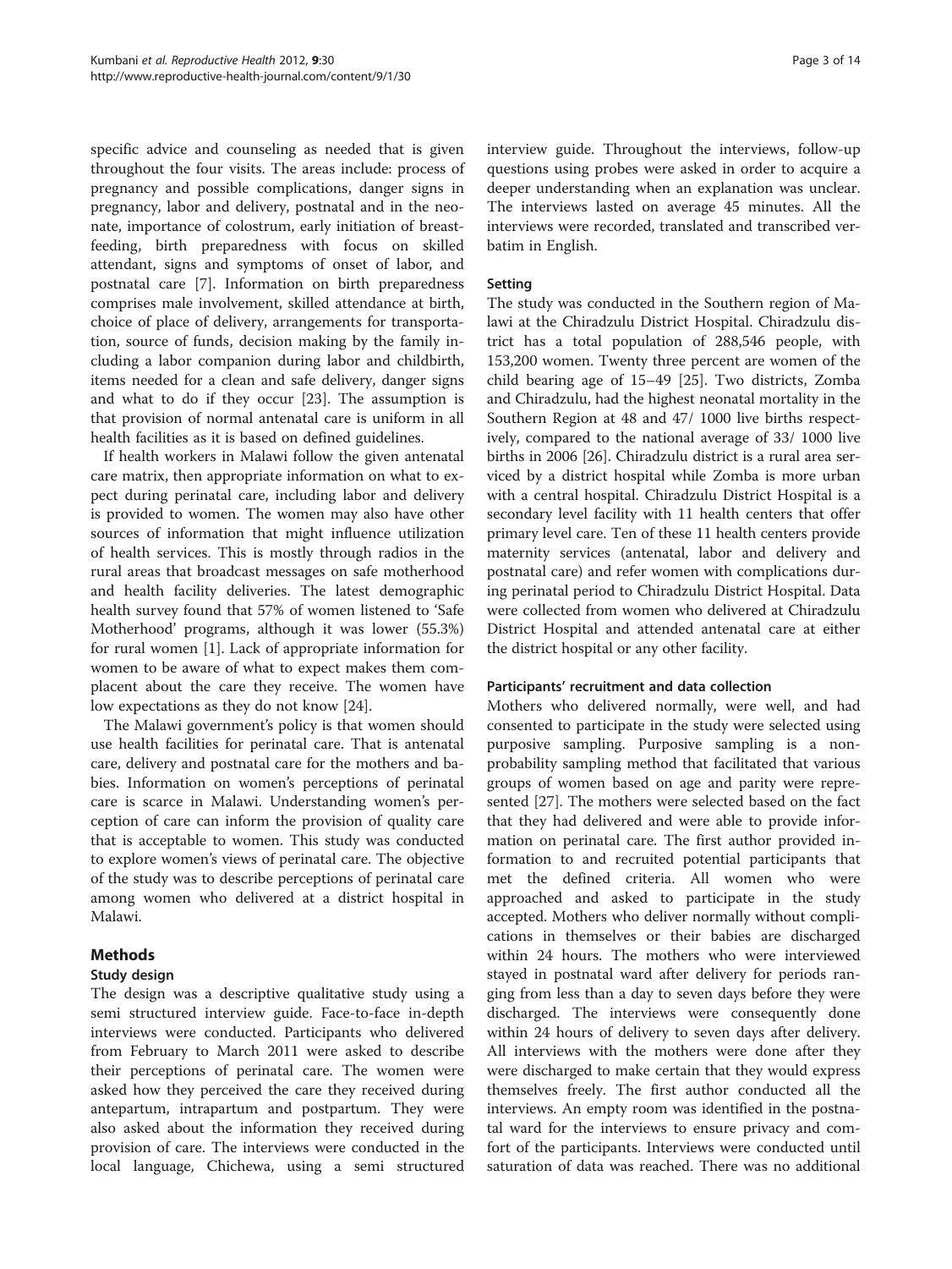specific advice and counseling as needed that is given throughout the four visits. The areas include: process of pregnancy and possible complications, danger signs in pregnancy, labor and delivery, postnatal and in the neonate, importance of colostrum, early initiation of breastfeeding, birth preparedness with focus on skilled attendant, signs and symptoms of onset of labor, and postnatal care [7]. Information on birth preparedness comprises male involvement, skilled attendance at birth, choice of place of delivery, arrangements for transportation, source of funds, decision making by the family including a labor companion during labor and childbirth, items needed for a clean and safe delivery, danger signs and what to do if they occur [23]. The assumption is that provision of normal antenatal care is uniform in all health facilities as it is based on defined guidelines.

If health workers in Malawi follow the given antenatal care matrix, then appropriate information on what to expect during perinatal care, including labor and delivery is provided to women. The women may also have other sources of information that might influence utilization of health services. This is mostly through radios in the rural areas that broadcast messages on safe motherhood and health facility deliveries. The latest demographic health survey found that 57% of women listened to 'Safe Motherhood' programs, although it was lower (55.3%) for rural women [1]. Lack of appropriate information for women to be aware of what to expect makes them complacent about the care they receive. The women have low expectations as they do not know [24].

The Malawi government's policy is that women should use health facilities for perinatal care. That is antenatal care, delivery and postnatal care for the mothers and babies. Information on women's perceptions of perinatal care is scarce in Malawi. Understanding women's perception of care can inform the provision of quality care that is acceptable to women. This study was conducted to explore women's views of perinatal care. The objective of the study was to describe perceptions of perinatal care among women who delivered at a district hospital in Malawi.

## Methods

### Study design

The design was a descriptive qualitative study using a semi structured interview guide. Face-to-face in-depth interviews were conducted. Participants who delivered from February to March 2011 were asked to describe their perceptions of perinatal care. The women were asked how they perceived the care they received during antepartum, intrapartum and postpartum. They were also asked about the information they received during provision of care. The interviews were conducted in the local language, Chichewa, using a semi structured interview guide. Throughout the interviews, follow-up questions using probes were asked in order to acquire a deeper understanding when an explanation was unclear. The interviews lasted on average 45 minutes. All the interviews were recorded, translated and transcribed verbatim in English.

### Setting

The study was conducted in the Southern region of Malawi at the Chiradzulu District Hospital. Chiradzulu district has a total population of 288,546 people, with 153,200 women. Twenty three percent are women of the child bearing age of 15–49 [25]. Two districts, Zomba and Chiradzulu, had the highest neonatal mortality in the Southern Region at 48 and 47/ 1000 live births respectively, compared to the national average of 33/ 1000 live births in 2006 [26]. Chiradzulu district is a rural area serviced by a district hospital while Zomba is more urban with a central hospital. Chiradzulu District Hospital is a secondary level facility with 11 health centers that offer primary level care. Ten of these 11 health centers provide maternity services (antenatal, labor and delivery and postnatal care) and refer women with complications during perinatal period to Chiradzulu District Hospital. Data were collected from women who delivered at Chiradzulu District Hospital and attended antenatal care at either the district hospital or any other facility.

### Participants' recruitment and data collection

Mothers who delivered normally, were well, and had consented to participate in the study were selected using purposive sampling. Purposive sampling is a non-probability sampling method that facilitated that various groups of women based on age and parity were represented [27]. The mothers were selected based on the fact that they had delivered and were able to provide information on perinatal care. The first author provided information to and recruited potential participants that met the defined criteria. All women who were approached and asked to participate in the study accepted. Mothers who deliver normally without complications in themselves or their babies are discharged within 24 hours. The mothers who were interviewed stayed in postnatal ward after delivery for periods ranging from less than a day to seven days before they were discharged. The interviews were consequently done within 24 hours of delivery to seven days after delivery. All interviews with the mothers were done after they were discharged to make certain that they would express themselves freely. The first author conducted all the interviews. An empty room was identified in the postnatal ward for the interviews to ensure privacy and comfort of the participants. Interviews were conducted until saturation of data was reached. There was no additional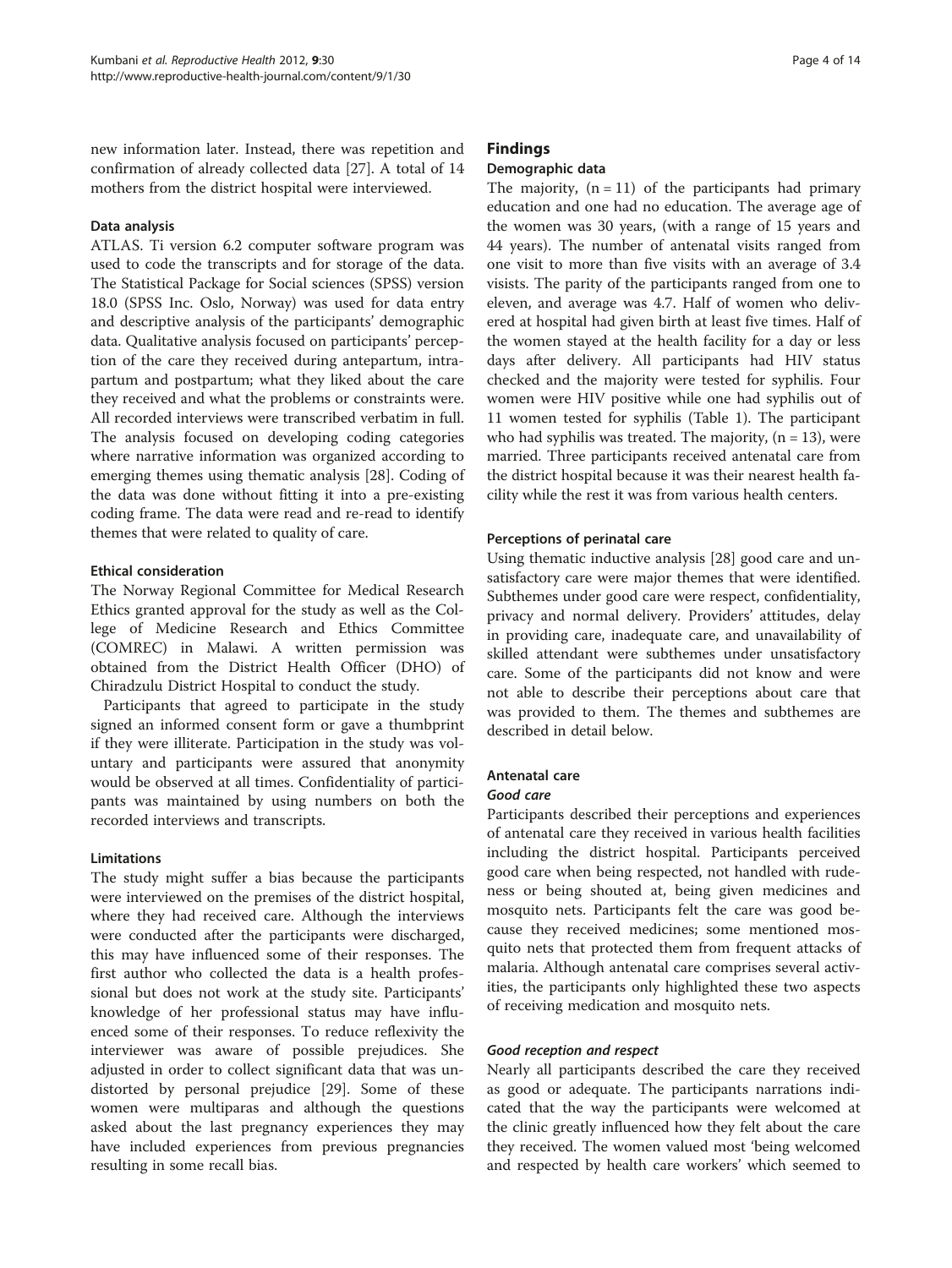new information later. Instead, there was repetition and confirmation of already collected data [27]. A total of 14 mothers from the district hospital were interviewed.

### Data analysis

ATLAS. Ti version 6.2 computer software program was used to code the transcripts and for storage of the data. The Statistical Package for Social sciences (SPSS) version 18.0 (SPSS Inc. Oslo, Norway) was used for data entry and descriptive analysis of the participants' demographic data. Qualitative analysis focused on participants' perception of the care they received during antepartum, intrapartum and postpartum; what they liked about the care they received and what the problems or constraints were. All recorded interviews were transcribed verbatim in full. The analysis focused on developing coding categories where narrative information was organized according to emerging themes using thematic analysis [28]. Coding of the data was done without fitting it into a pre-existing coding frame. The data were read and re-read to identify themes that were related to quality of care.

### Ethical consideration

The Norway Regional Committee for Medical Research Ethics granted approval for the study as well as the College of Medicine Research and Ethics Committee (COMREC) in Malawi. A written permission was obtained from the District Health Officer (DHO) of Chiradzulu District Hospital to conduct the study.

Participants that agreed to participate in the study signed an informed consent form or gave a thumbprint if they were illiterate. Participation in the study was voluntary and participants were assured that anonymity would be observed at all times. Confidentiality of participants was maintained by using numbers on both the recorded interviews and transcripts.

### Limitations

The study might suffer a bias because the participants were interviewed on the premises of the district hospital, where they had received care. Although the interviews were conducted after the participants were discharged, this may have influenced some of their responses. The first author who collected the data is a health professional but does not work at the study site. Participants' knowledge of her professional status may have influenced some of their responses. To reduce reflexivity the interviewer was aware of possible prejudices. She adjusted in order to collect significant data that was undistorted by personal prejudice [29]. Some of these women were multiparas and although the questions asked about the last pregnancy experiences they may have included experiences from previous pregnancies resulting in some recall bias.

## Findings

### Demographic data

The majority, (n = 11) of the participants had primary education and one had no education. The average age of the women was 30 years, (with a range of 15 years and 44 years). The number of antenatal visits ranged from one visit to more than five visits with an average of 3.4 visists. The parity of the participants ranged from one to eleven, and average was 4.7. Half of women who delivered at hospital had given birth at least five times. Half of the women stayed at the health facility for a day or less days after delivery. All participants had HIV status checked and the majority were tested for syphilis. Four women were HIV positive while one had syphilis out of 11 women tested for syphilis (Table 1). The participant who had syphilis was treated. The majority, (n = 13), were married. Three participants received antenatal care from the district hospital because it was their nearest health facility while the rest it was from various health centers.

### Perceptions of perinatal care

Using thematic inductive analysis [28] good care and unsatisfactory care were major themes that were identified. Subthemes under good care were respect, confidentiality, privacy and normal delivery. Providers' attitudes, delay in providing care, inadequate care, and unavailability of skilled attendant were subthemes under unsatisfactory care. Some of the participants did not know and were not able to describe their perceptions about care that was provided to them. The themes and subthemes are described in detail below.

### Antenatal care

#### *Good care*

Participants described their perceptions and experiences of antenatal care they received in various health facilities including the district hospital. Participants perceived good care when being respected, not handled with rudeness or being shouted at, being given medicines and mosquito nets. Participants felt the care was good because they received medicines; some mentioned mosquito nets that protected them from frequent attacks of malaria. Although antenatal care comprises several activities, the participants only highlighted these two aspects of receiving medication and mosquito nets.

#### *Good reception and respect*

Nearly all participants described the care they received as good or adequate. The participants narrations indicated that the way the participants were welcomed at the clinic greatly influenced how they felt about the care they received. The women valued most 'being welcomed and respected by health care workers' which seemed to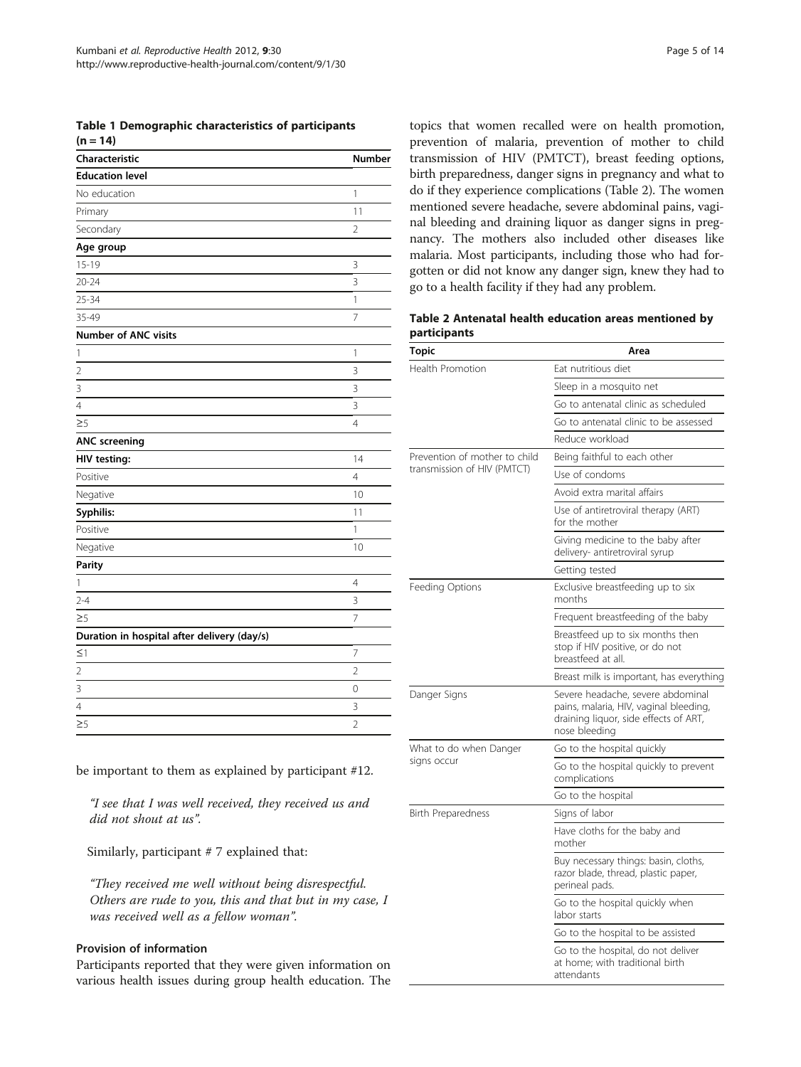**Table 1 Demographic characteristics of participants (n = 14)**

| Characteristic | Number |
|---|---|
| **Education level** | |
| No education | 1 |
| Primary | 11 |
| Secondary | 2 |
| **Age group** | |
| 15-19 | 3 |
| 20-24 | 3 |
| 25-34 | 1 |
| 35-49 | 7 |
| **Number of ANC visits** | |
| 1 | 1 |
| 2 | 3 |
| 3 | 3 |
| 4 | 3 |
| ≥5 | 4 |
| **ANC screening** | |
| **HIV testing:** | 14 |
| Positive | 4 |
| Negative | 10 |
| **Syphilis:** | 11 |
| Positive | 1 |
| Negative | 10 |
| **Parity** | |
| 1 | 4 |
| 2-4 | 3 |
| ≥5 | 7 |
| **Duration in hospital after delivery (day/s)** | |
| ≤1 | 7 |
| 2 | 2 |
| 3 | 0 |
| 4 | 3 |
| ≥5 | 2 |

be important to them as explained by participant #12.

> *"I see that I was well received, they received us and did not shout at us".*

Similarly, participant # 7 explained that:

> *"They received me well without being disrespectful. Others are rude to you, this and that but in my case, I was received well as a fellow woman".*

### Provision of information

Participants reported that they were given information on various health issues during group health education. The topics that women recalled were on health promotion, prevention of malaria, prevention of mother to child transmission of HIV (PMTCT), breast feeding options, birth preparedness, danger signs in pregnancy and what to do if they experience complications (Table 2). The women mentioned severe headache, severe abdominal pains, vaginal bleeding and draining liquor as danger signs in pregnancy. The mothers also included other diseases like malaria. Most participants, including those who had forgotten or did not know any danger sign, knew they had to go to a health facility if they had any problem.

**Table 2 Antenatal health education areas mentioned by participants**

| Topic | Area |
|---|---|
| Health Promotion | Eat nutritious diet |
| | Sleep in a mosquito net |
| | Go to antenatal clinic as scheduled |
| | Go to antenatal clinic to be assessed |
| | Reduce workload |
| Prevention of mother to child transmission of HIV (PMTCT) | Being faithful to each other |
| | Use of condoms |
| | Avoid extra marital affairs |
| | Use of antiretroviral therapy (ART) for the mother |
| | Giving medicine to the baby after delivery- antiretroviral syrup |
| | Getting tested |
| Feeding Options | Exclusive breastfeeding up to six months |
| | Frequent breastfeeding of the baby |
| | Breastfeed up to six months then stop if HIV positive, or do not breastfeed at all. |
| | Breast milk is important, has everything |
| Danger Signs | Severe headache, severe abdominal pains, malaria, HIV, vaginal bleeding, draining liquor, side effects of ART, nose bleeding |
| What to do when Danger signs occur | Go to the hospital quickly |
| | Go to the hospital quickly to prevent complications |
| | Go to the hospital |
| Birth Preparedness | Signs of labor |
| | Have cloths for the baby and mother |
| | Buy necessary things: basin, cloths, razor blade, thread, plastic paper, perineal pads. |
| | Go to the hospital quickly when labor starts |
| | Go to the hospital to be assisted |
| | Go to the hospital, do not deliver at home; with traditional birth attendants |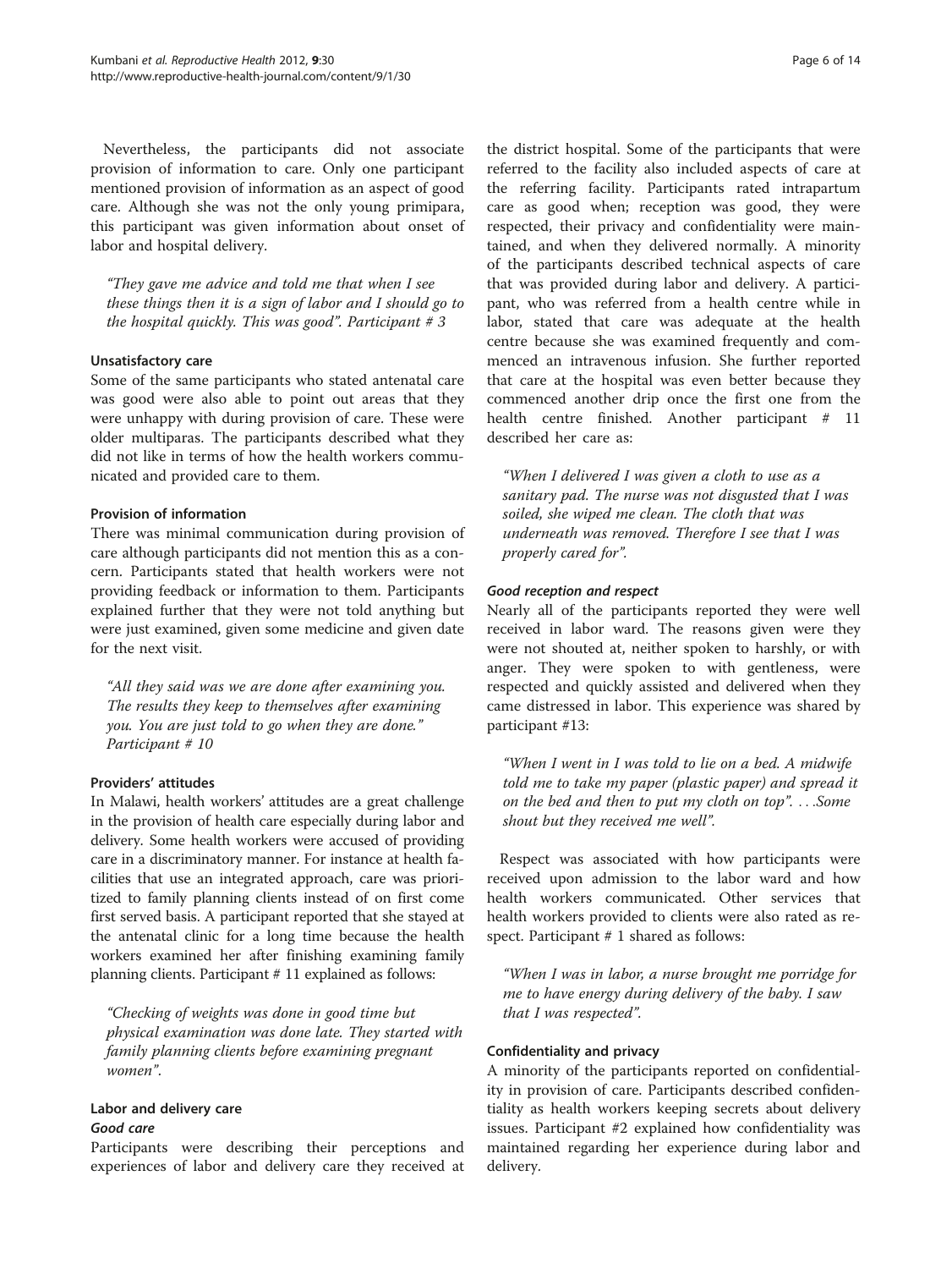Nevertheless, the participants did not associate provision of information to care. Only one participant mentioned provision of information as an aspect of good care. Although she was not the only young primipara, this participant was given information about onset of labor and hospital delivery.

> *"They gave me advice and told me that when I see these things then it is a sign of labor and I should go to the hospital quickly. This was good". Participant # 3*

#### Unsatisfactory care

Some of the same participants who stated antenatal care was good were also able to point out areas that they were unhappy with during provision of care. These were older multiparas. The participants described what they did not like in terms of how the health workers communicated and provided care to them.

#### Provision of information

There was minimal communication during provision of care although participants did not mention this as a concern. Participants stated that health workers were not providing feedback or information to them. Participants explained further that they were not told anything but were just examined, given some medicine and given date for the next visit.

> *"All they said was we are done after examining you. The results they keep to themselves after examining you. You are just told to go when they are done." Participant # 10*

#### Providers' attitudes

In Malawi, health workers' attitudes are a great challenge in the provision of health care especially during labor and delivery. Some health workers were accused of providing care in a discriminatory manner. For instance at health facilities that use an integrated approach, care was prioritized to family planning clients instead of on first come first served basis. A participant reported that she stayed at the antenatal clinic for a long time because the health workers examined her after finishing examining family planning clients. Participant # 11 explained as follows:

> *"Checking of weights was done in good time but physical examination was done late. They started with family planning clients before examining pregnant women".*

### Labor and delivery care

#### *Good care*

Participants were describing their perceptions and experiences of labor and delivery care they received at the district hospital. Some of the participants that were referred to the facility also included aspects of care at the referring facility. Participants rated intrapartum care as good when; reception was good, they were respected, their privacy and confidentiality were maintained, and when they delivered normally. A minority of the participants described technical aspects of care that was provided during labor and delivery. A participant, who was referred from a health centre while in labor, stated that care was adequate at the health centre because she was examined frequently and commenced an intravenous infusion. She further reported that care at the hospital was even better because they commenced another drip once the first one from the health centre finished. Another participant # 11 described her care as:

> *"When I delivered I was given a cloth to use as a sanitary pad. The nurse was not disgusted that I was soiled, she wiped me clean. The cloth that was underneath was removed. Therefore I see that I was properly cared for".*

#### *Good reception and respect*

Nearly all of the participants reported they were well received in labor ward. The reasons given were they were not shouted at, neither spoken to harshly, or with anger. They were spoken to with gentleness, were respected and quickly assisted and delivered when they came distressed in labor. This experience was shared by participant #13:

> *"When I went in I was told to lie on a bed. A midwife told me to take my paper (plastic paper) and spread it on the bed and then to put my cloth on top". . . .Some shout but they received me well".*

Respect was associated with how participants were received upon admission to the labor ward and how health workers communicated. Other services that health workers provided to clients were also rated as respect. Participant # 1 shared as follows:

> *"When I was in labor, a nurse brought me porridge for me to have energy during delivery of the baby. I saw that I was respected".*

#### Confidentiality and privacy

A minority of the participants reported on confidentiality in provision of care. Participants described confidentiality as health workers keeping secrets about delivery issues. Participant #2 explained how confidentiality was maintained regarding her experience during labor and delivery.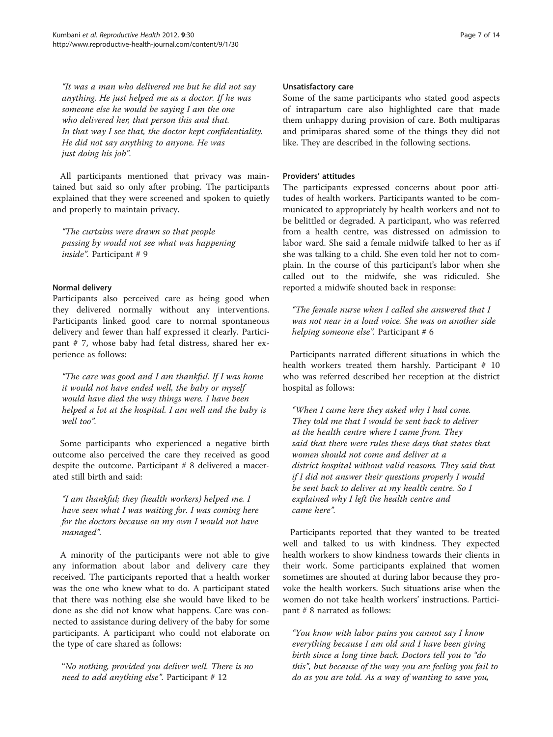*"It was a man who delivered me but he did not say anything. He just helped me as a doctor. If he was someone else he would be saying I am the one who delivered her, that person this and that. In that way I see that, the doctor kept confidentiality. He did not say anything to anyone. He was just doing his job".*

All participants mentioned that privacy was maintained but said so only after probing. The participants explained that they were screened and spoken to quietly and properly to maintain privacy.

*"The curtains were drawn so that people passing by would not see what was happening inside".* Participant # 9

#### Normal delivery

Participants also perceived care as being good when they delivered normally without any interventions. Participants linked good care to normal spontaneous delivery and fewer than half expressed it clearly. Participant # 7, whose baby had fetal distress, shared her experience as follows:

*"The care was good and I am thankful. If I was home it would not have ended well, the baby or myself would have died the way things were. I have been helped a lot at the hospital. I am well and the baby is well too".*

Some participants who experienced a negative birth outcome also perceived the care they received as good despite the outcome. Participant # 8 delivered a macerated still birth and said:

*"I am thankful; they (health workers) helped me. I have seen what I was waiting for. I was coming here for the doctors because on my own I would not have managed".*

A minority of the participants were not able to give any information about labor and delivery care they received. The participants reported that a health worker was the one who knew what to do. A participant stated that there was nothing else she would have liked to be done as she did not know what happens. Care was connected to assistance during delivery of the baby for some participants. A participant who could not elaborate on the type of care shared as follows:

*"No nothing, provided you deliver well. There is no need to add anything else".* Participant # 12

### Unsatisfactory care

Some of the same participants who stated good aspects of intrapartum care also highlighted care that made them unhappy during provision of care. Both multiparas and primiparas shared some of the things they did not like. They are described in the following sections.

#### Providers' attitudes

The participants expressed concerns about poor attitudes of health workers. Participants wanted to be communicated to appropriately by health workers and not to be belittled or degraded. A participant, who was referred from a health centre, was distressed on admission to labor ward. She said a female midwife talked to her as if she was talking to a child. She even told her not to complain. In the course of this participant's labor when she called out to the midwife, she was ridiculed. She reported a midwife shouted back in response:

*"The female nurse when I called she answered that I was not near in a loud voice. She was on another side helping someone else".* Participant # 6

Participants narrated different situations in which the health workers treated them harshly. Participant # 10 who was referred described her reception at the district hospital as follows:

*"When I came here they asked why I had come. They told me that I would be sent back to deliver at the health centre where I came from. They said that there were rules these days that states that women should not come and deliver at a district hospital without valid reasons. They said that if I did not answer their questions properly I would be sent back to deliver at my health centre. So I explained why I left the health centre and came here".*

Participants reported that they wanted to be treated well and talked to us with kindness. They expected health workers to show kindness towards their clients in their work. Some participants explained that women sometimes are shouted at during labor because they provoke the health workers. Such situations arise when the women do not take health workers' instructions. Participant # 8 narrated as follows:

*"You know with labor pains you cannot say I know everything because I am old and I have been giving birth since a long time back. Doctors tell you to "do this", but because of the way you are feeling you fail to do as you are told. As a way of wanting to save you,*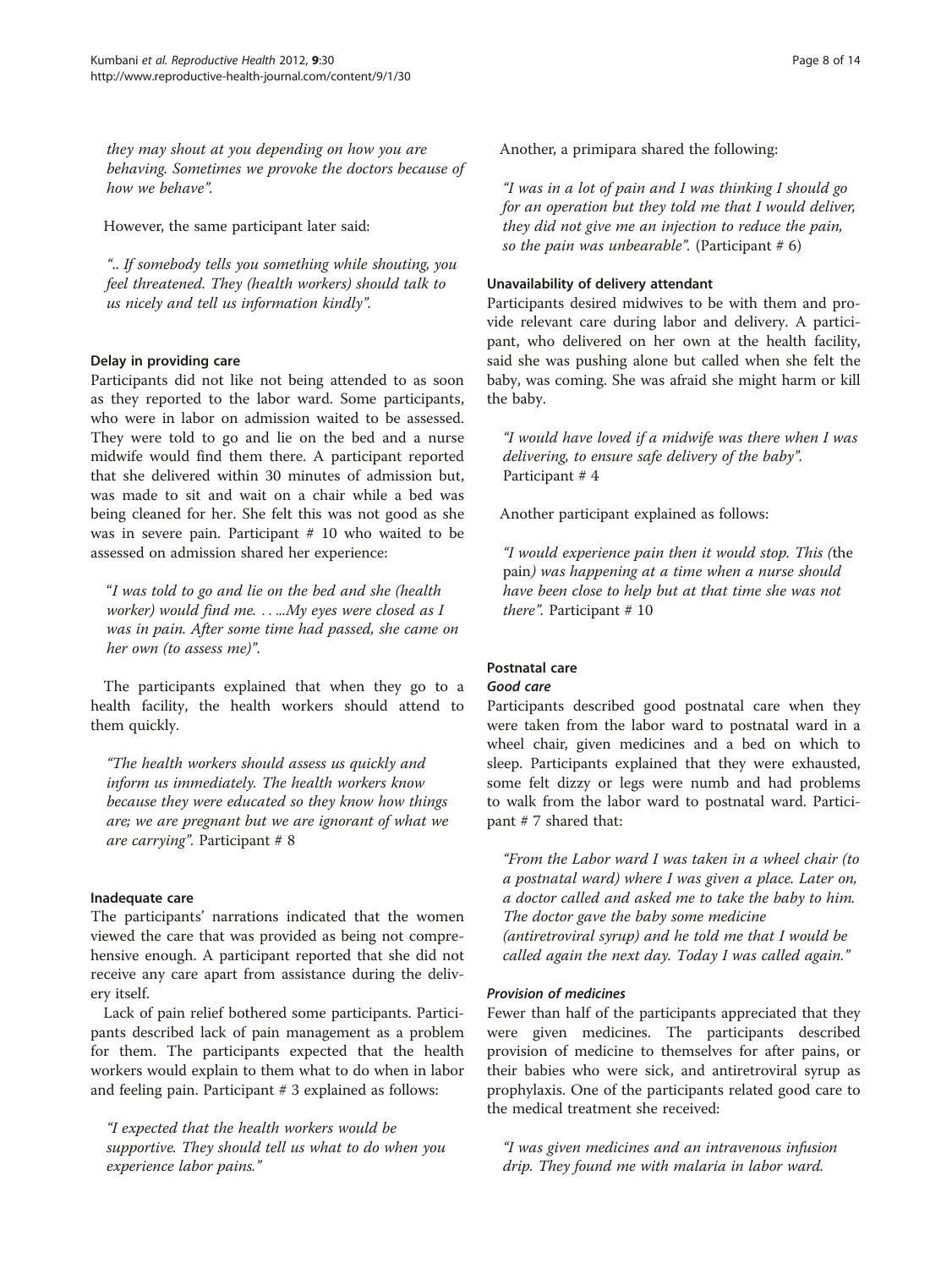*they may shout at you depending on how you are behaving. Sometimes we provoke the doctors because of how we behave".*

However, the same participant later said:

*".. If somebody tells you something while shouting, you feel threatened. They (health workers) should talk to us nicely and tell us information kindly".*

#### Delay in providing care

Participants did not like not being attended to as soon as they reported to the labor ward. Some participants, who were in labor on admission waited to be assessed. They were told to go and lie on the bed and a nurse midwife would find them there. A participant reported that she delivered within 30 minutes of admission but, was made to sit and wait on a chair while a bed was being cleaned for her. She felt this was not good as she was in severe pain. Participant # 10 who waited to be assessed on admission shared her experience:

*"I was told to go and lie on the bed and she (health worker) would find me. . . ...My eyes were closed as I was in pain. After some time had passed, she came on her own (to assess me)".*

The participants explained that when they go to a health facility, the health workers should attend to them quickly.

*"The health workers should assess us quickly and inform us immediately. The health workers know because they were educated so they know how things are; we are pregnant but we are ignorant of what we are carrying".* Participant # 8

#### Inadequate care

The participants' narrations indicated that the women viewed the care that was provided as being not comprehensive enough. A participant reported that she did not receive any care apart from assistance during the delivery itself.

Lack of pain relief bothered some participants. Participants described lack of pain management as a problem for them. The participants expected that the health workers would explain to them what to do when in labor and feeling pain. Participant # 3 explained as follows:

*"I expected that the health workers would be supportive. They should tell us what to do when you experience labor pains."*

Another, a primipara shared the following:

*"I was in a lot of pain and I was thinking I should go for an operation but they told me that I would deliver, they did not give me an injection to reduce the pain, so the pain was unbearable".* (Participant # 6)

#### Unavailability of delivery attendant

Participants desired midwives to be with them and provide relevant care during labor and delivery. A participant, who delivered on her own at the health facility, said she was pushing alone but called when she felt the baby, was coming. She was afraid she might harm or kill the baby.

*"I would have loved if a midwife was there when I was delivering, to ensure safe delivery of the baby".* Participant # 4

Another participant explained as follows:

*"I would experience pain then it would stop. This (*the pain*) was happening at a time when a nurse should have been close to help but at that time she was not there".* Participant # 10

### Postnatal care

#### *Good care*

Participants described good postnatal care when they were taken from the labor ward to postnatal ward in a wheel chair, given medicines and a bed on which to sleep. Participants explained that they were exhausted, some felt dizzy or legs were numb and had problems to walk from the labor ward to postnatal ward. Participant # 7 shared that:

*"From the Labor ward I was taken in a wheel chair (to a postnatal ward) where I was given a place. Later on, a doctor called and asked me to take the baby to him. The doctor gave the baby some medicine (antiretroviral syrup) and he told me that I would be called again the next day. Today I was called again."*

#### *Provision of medicines*

Fewer than half of the participants appreciated that they were given medicines. The participants described provision of medicine to themselves for after pains, or their babies who were sick, and antiretroviral syrup as prophylaxis. One of the participants related good care to the medical treatment she received:

*"I was given medicines and an intravenous infusion drip. They found me with malaria in labor ward.*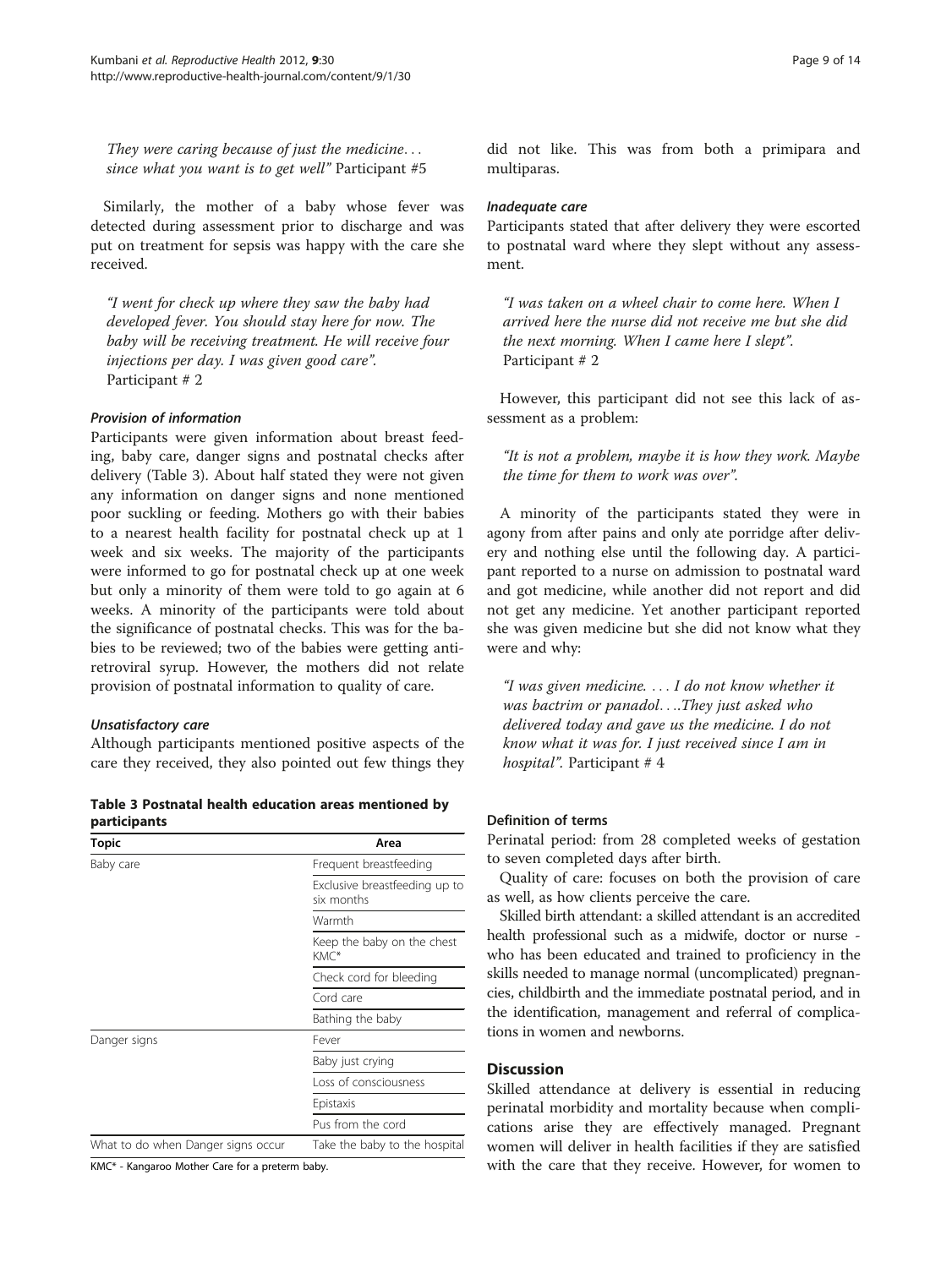*They were caring because of just the medicine… since what you want is to get well"* Participant #5

Similarly, the mother of a baby whose fever was detected during assessment prior to discharge and was put on treatment for sepsis was happy with the care she received.

*"I went for check up where they saw the baby had developed fever. You should stay here for now. The baby will be receiving treatment. He will receive four injections per day. I was given good care".* Participant # 2

#### *Provision of information*

Participants were given information about breast feeding, baby care, danger signs and postnatal checks after delivery (Table 3). About half stated they were not given any information on danger signs and none mentioned poor suckling or feeding. Mothers go with their babies to a nearest health facility for postnatal check up at 1 week and six weeks. The majority of the participants were informed to go for postnatal check up at one week but only a minority of them were told to go again at 6 weeks. A minority of the participants were told about the significance of postnatal checks. This was for the babies to be reviewed; two of the babies were getting antiretroviral syrup. However, the mothers did not relate provision of postnatal information to quality of care.

#### *Unsatisfactory care*

Although participants mentioned positive aspects of the care they received, they also pointed out few things they did not like. This was from both a primipara and multiparas.

**Table 3 Postnatal health education areas mentioned by participants**

| Topic | Area |
|---|---|
| Baby care | Frequent breastfeeding |
| | Exclusive breastfeeding up to six months |
| | Warmth |
| | Keep the baby on the chest KMC* |
| | Check cord for bleeding |
| | Cord care |
| | Bathing the baby |
| Danger signs | Fever |
| | Baby just crying |
| | Loss of consciousness |
| | Epistaxis |
| | Pus from the cord |
| What to do when Danger signs occur | Take the baby to the hospital |

KMC* - Kangaroo Mother Care for a preterm baby.

#### *Inadequate care*

Participants stated that after delivery they were escorted to postnatal ward where they slept without any assessment.

*"I was taken on a wheel chair to come here. When I arrived here the nurse did not receive me but she did the next morning. When I came here I slept".* Participant # 2

However, this participant did not see this lack of assessment as a problem:

*"It is not a problem, maybe it is how they work. Maybe the time for them to work was over".*

A minority of the participants stated they were in agony from after pains and only ate porridge after delivery and nothing else until the following day. A participant reported to a nurse on admission to postnatal ward and got medicine, while another did not report and did not get any medicine. Yet another participant reported she was given medicine but she did not know what they were and why:

*"I was given medicine. … I do not know whether it was bactrim or panadol….They just asked who delivered today and gave us the medicine. I do not know what it was for. I just received since I am in hospital".* Participant # 4

### Definition of terms

Perinatal period: from 28 completed weeks of gestation to seven completed days after birth.

Quality of care: focuses on both the provision of care as well, as how clients perceive the care.

Skilled birth attendant: a skilled attendant is an accredited health professional such as a midwife, doctor or nurse - who has been educated and trained to proficiency in the skills needed to manage normal (uncomplicated) pregnancies, childbirth and the immediate postnatal period, and in the identification, management and referral of complications in women and newborns.

## Discussion

Skilled attendance at delivery is essential in reducing perinatal morbidity and mortality because when complications arise they are effectively managed. Pregnant women will deliver in health facilities if they are satisfied with the care that they receive. However, for women to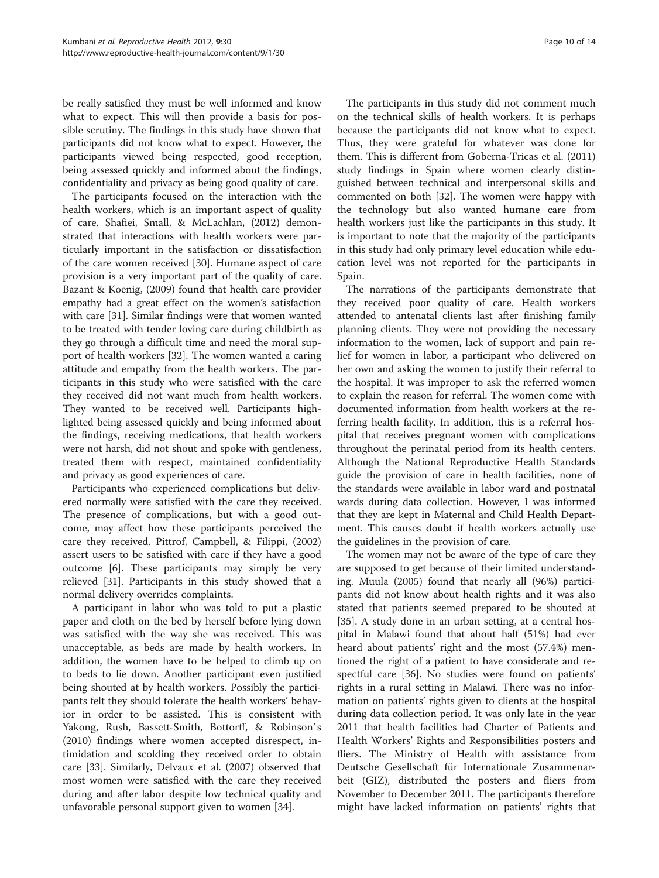be really satisfied they must be well informed and know what to expect. This will then provide a basis for possible scrutiny. The findings in this study have shown that participants did not know what to expect. However, the participants viewed being respected, good reception, being assessed quickly and informed about the findings, confidentiality and privacy as being good quality of care.

The participants focused on the interaction with the health workers, which is an important aspect of quality of care. Shafiei, Small, & McLachlan, (2012) demonstrated that interactions with health workers were particularly important in the satisfaction or dissatisfaction of the care women received [30]. Humane aspect of care provision is a very important part of the quality of care. Bazant & Koenig, (2009) found that health care provider empathy had a great effect on the women's satisfaction with care [31]. Similar findings were that women wanted to be treated with tender loving care during childbirth as they go through a difficult time and need the moral support of health workers [32]. The women wanted a caring attitude and empathy from the health workers. The participants in this study who were satisfied with the care they received did not want much from health workers. They wanted to be received well. Participants highlighted being assessed quickly and being informed about the findings, receiving medications, that health workers were not harsh, did not shout and spoke with gentleness, treated them with respect, maintained confidentiality and privacy as good experiences of care.

Participants who experienced complications but delivered normally were satisfied with the care they received. The presence of complications, but with a good outcome, may affect how these participants perceived the care they received. Pittrof, Campbell, & Filippi, (2002) assert users to be satisfied with care if they have a good outcome [6]. These participants may simply be very relieved [31]. Participants in this study showed that a normal delivery overrides complaints.

A participant in labor who was told to put a plastic paper and cloth on the bed by herself before lying down was satisfied with the way she was received. This was unacceptable, as beds are made by health workers. In addition, the women have to be helped to climb up on to beds to lie down. Another participant even justified being shouted at by health workers. Possibly the participants felt they should tolerate the health workers' behavior in order to be assisted. This is consistent with Yakong, Rush, Bassett-Smith, Bottorff, & Robinson`s (2010) findings where women accepted disrespect, intimidation and scolding they received order to obtain care [33]. Similarly, Delvaux et al. (2007) observed that most women were satisfied with the care they received during and after labor despite low technical quality and unfavorable personal support given to women [34].

The participants in this study did not comment much on the technical skills of health workers. It is perhaps because the participants did not know what to expect. Thus, they were grateful for whatever was done for them. This is different from Goberna-Tricas et al. (2011) study findings in Spain where women clearly distinguished between technical and interpersonal skills and commented on both [32]. The women were happy with the technology but also wanted humane care from health workers just like the participants in this study. It is important to note that the majority of the participants in this study had only primary level education while education level was not reported for the participants in Spain.

The narrations of the participants demonstrate that they received poor quality of care. Health workers attended to antenatal clients last after finishing family planning clients. They were not providing the necessary information to the women, lack of support and pain relief for women in labor, a participant who delivered on her own and asking the women to justify their referral to the hospital. It was improper to ask the referred women to explain the reason for referral. The women come with documented information from health workers at the referring health facility. In addition, this is a referral hospital that receives pregnant women with complications throughout the perinatal period from its health centers. Although the National Reproductive Health Standards guide the provision of care in health facilities, none of the standards were available in labor ward and postnatal wards during data collection. However, I was informed that they are kept in Maternal and Child Health Department. This causes doubt if health workers actually use the guidelines in the provision of care.

The women may not be aware of the type of care they are supposed to get because of their limited understanding. Muula (2005) found that nearly all (96%) participants did not know about health rights and it was also stated that patients seemed prepared to be shouted at [35]. A study done in an urban setting, at a central hospital in Malawi found that about half (51%) had ever heard about patients' right and the most (57.4%) mentioned the right of a patient to have considerate and respectful care [36]. No studies were found on patients' rights in a rural setting in Malawi. There was no information on patients' rights given to clients at the hospital during data collection period. It was only late in the year 2011 that health facilities had Charter of Patients and Health Workers' Rights and Responsibilities posters and fliers. The Ministry of Health with assistance from Deutsche Gesellschaft für Internationale Zusammenarbeit (GIZ), distributed the posters and fliers from November to December 2011. The participants therefore might have lacked information on patients' rights that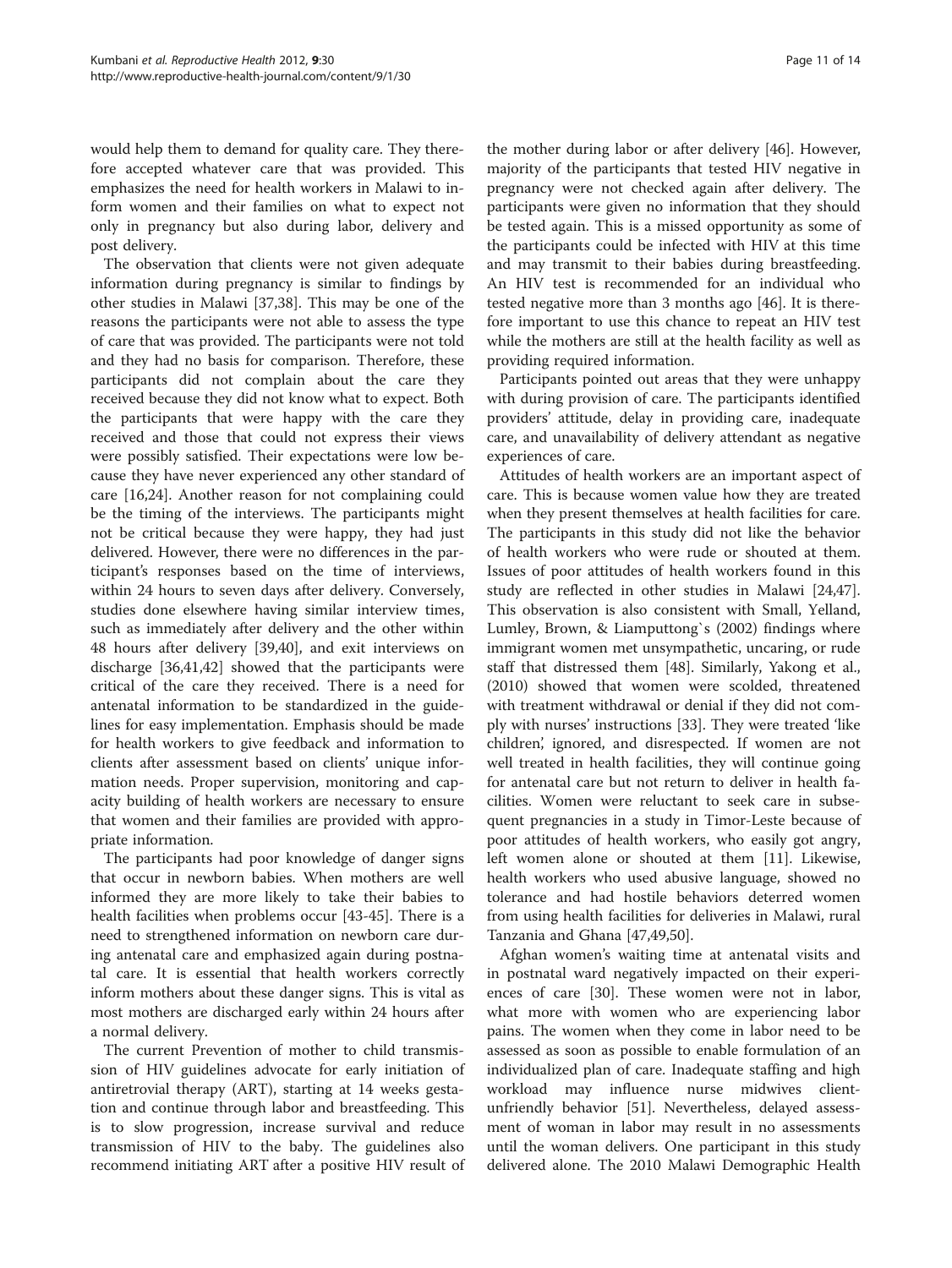would help them to demand for quality care. They therefore accepted whatever care that was provided. This emphasizes the need for health workers in Malawi to inform women and their families on what to expect not only in pregnancy but also during labor, delivery and post delivery.

The observation that clients were not given adequate information during pregnancy is similar to findings by other studies in Malawi [37,38]. This may be one of the reasons the participants were not able to assess the type of care that was provided. The participants were not told and they had no basis for comparison. Therefore, these participants did not complain about the care they received because they did not know what to expect. Both the participants that were happy with the care they received and those that could not express their views were possibly satisfied. Their expectations were low because they have never experienced any other standard of care [16,24]. Another reason for not complaining could be the timing of the interviews. The participants might not be critical because they were happy, they had just delivered. However, there were no differences in the participant's responses based on the time of interviews, within 24 hours to seven days after delivery. Conversely, studies done elsewhere having similar interview times, such as immediately after delivery and the other within 48 hours after delivery [39,40], and exit interviews on discharge [36,41,42] showed that the participants were critical of the care they received. There is a need for antenatal information to be standardized in the guidelines for easy implementation. Emphasis should be made for health workers to give feedback and information to clients after assessment based on clients' unique information needs. Proper supervision, monitoring and capacity building of health workers are necessary to ensure that women and their families are provided with appropriate information.

The participants had poor knowledge of danger signs that occur in newborn babies. When mothers are well informed they are more likely to take their babies to health facilities when problems occur [43-45]. There is a need to strengthened information on newborn care during antenatal care and emphasized again during postnatal care. It is essential that health workers correctly inform mothers about these danger signs. This is vital as most mothers are discharged early within 24 hours after a normal delivery.

The current Prevention of mother to child transmission of HIV guidelines advocate for early initiation of antiretrovial therapy (ART), starting at 14 weeks gestation and continue through labor and breastfeeding. This is to slow progression, increase survival and reduce transmission of HIV to the baby. The guidelines also recommend initiating ART after a positive HIV result of the mother during labor or after delivery [46]. However, majority of the participants that tested HIV negative in pregnancy were not checked again after delivery. The participants were given no information that they should be tested again. This is a missed opportunity as some of the participants could be infected with HIV at this time and may transmit to their babies during breastfeeding. An HIV test is recommended for an individual who tested negative more than 3 months ago [46]. It is therefore important to use this chance to repeat an HIV test while the mothers are still at the health facility as well as providing required information.

Participants pointed out areas that they were unhappy with during provision of care. The participants identified providers' attitude, delay in providing care, inadequate care, and unavailability of delivery attendant as negative experiences of care.

Attitudes of health workers are an important aspect of care. This is because women value how they are treated when they present themselves at health facilities for care. The participants in this study did not like the behavior of health workers who were rude or shouted at them. Issues of poor attitudes of health workers found in this study are reflected in other studies in Malawi [24,47]. This observation is also consistent with Small, Yelland, Lumley, Brown, & Liamputtong`s (2002) findings where immigrant women met unsympathetic, uncaring, or rude staff that distressed them [48]. Similarly, Yakong et al., (2010) showed that women were scolded, threatened with treatment withdrawal or denial if they did not comply with nurses' instructions [33]. They were treated 'like children', ignored, and disrespected. If women are not well treated in health facilities, they will continue going for antenatal care but not return to deliver in health facilities. Women were reluctant to seek care in subsequent pregnancies in a study in Timor-Leste because of poor attitudes of health workers, who easily got angry, left women alone or shouted at them [11]. Likewise, health workers who used abusive language, showed no tolerance and had hostile behaviors deterred women from using health facilities for deliveries in Malawi, rural Tanzania and Ghana [47,49,50].

Afghan women's waiting time at antenatal visits and in postnatal ward negatively impacted on their experiences of care [30]. These women were not in labor, what more with women who are experiencing labor pains. The women when they come in labor need to be assessed as soon as possible to enable formulation of an individualized plan of care. Inadequate staffing and high workload may influence nurse midwives client-unfriendly behavior [51]. Nevertheless, delayed assessment of woman in labor may result in no assessments until the woman delivers. One participant in this study delivered alone. The 2010 Malawi Demographic Health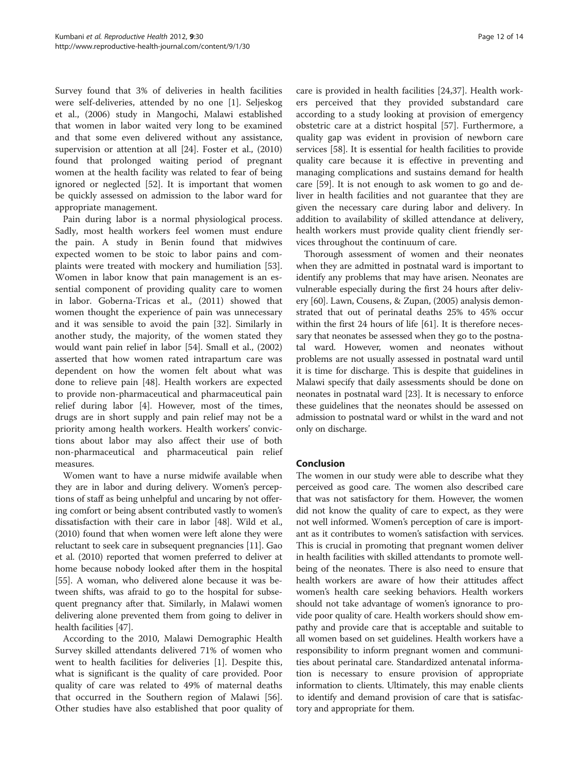Survey found that 3% of deliveries in health facilities were self-deliveries, attended by no one [1]. Seljeskog et al., (2006) study in Mangochi, Malawi established that women in labor waited very long to be examined and that some even delivered without any assistance, supervision or attention at all [24]. Foster et al., (2010) found that prolonged waiting period of pregnant women at the health facility was related to fear of being ignored or neglected [52]. It is important that women be quickly assessed on admission to the labor ward for appropriate management.

Pain during labor is a normal physiological process. Sadly, most health workers feel women must endure the pain. A study in Benin found that midwives expected women to be stoic to labor pains and complaints were treated with mockery and humiliation [53]. Women in labor know that pain management is an essential component of providing quality care to women in labor. Goberna-Tricas et al., (2011) showed that women thought the experience of pain was unnecessary and it was sensible to avoid the pain [32]. Similarly in another study, the majority, of the women stated they would want pain relief in labor [54]. Small et al., (2002) asserted that how women rated intrapartum care was dependent on how the women felt about what was done to relieve pain [48]. Health workers are expected to provide non-pharmaceutical and pharmaceutical pain relief during labor [4]. However, most of the times, drugs are in short supply and pain relief may not be a priority among health workers. Health workers' convictions about labor may also affect their use of both non-pharmaceutical and pharmaceutical pain relief measures.

Women want to have a nurse midwife available when they are in labor and during delivery. Women's perceptions of staff as being unhelpful and uncaring by not offering comfort or being absent contributed vastly to women's dissatisfaction with their care in labor [48]. Wild et al., (2010) found that when women were left alone they were reluctant to seek care in subsequent pregnancies [11]. Gao et al. (2010) reported that women preferred to deliver at home because nobody looked after them in the hospital [55]. A woman, who delivered alone because it was between shifts, was afraid to go to the hospital for subsequent pregnancy after that. Similarly, in Malawi women delivering alone prevented them from going to deliver in health facilities [47].

According to the 2010, Malawi Demographic Health Survey skilled attendants delivered 71% of women who went to health facilities for deliveries [1]. Despite this, what is significant is the quality of care provided. Poor quality of care was related to 49% of maternal deaths that occurred in the Southern region of Malawi [56]. Other studies have also established that poor quality of care is provided in health facilities [24,37]. Health workers perceived that they provided substandard care according to a study looking at provision of emergency obstetric care at a district hospital [57]. Furthermore, a quality gap was evident in provision of newborn care services [58]. It is essential for health facilities to provide quality care because it is effective in preventing and managing complications and sustains demand for health care [59]. It is not enough to ask women to go and deliver in health facilities and not guarantee that they are given the necessary care during labor and delivery. In addition to availability of skilled attendance at delivery, health workers must provide quality client friendly services throughout the continuum of care.

Thorough assessment of women and their neonates when they are admitted in postnatal ward is important to identify any problems that may have arisen. Neonates are vulnerable especially during the first 24 hours after delivery [60]. Lawn, Cousens, & Zupan, (2005) analysis demonstrated that out of perinatal deaths 25% to 45% occur within the first 24 hours of life [61]. It is therefore necessary that neonates be assessed when they go to the postnatal ward. However, women and neonates without problems are not usually assessed in postnatal ward until it is time for discharge. This is despite that guidelines in Malawi specify that daily assessments should be done on neonates in postnatal ward [23]. It is necessary to enforce these guidelines that the neonates should be assessed on admission to postnatal ward or whilst in the ward and not only on discharge.

## Conclusion

The women in our study were able to describe what they perceived as good care. The women also described care that was not satisfactory for them. However, the women did not know the quality of care to expect, as they were not well informed. Women's perception of care is important as it contributes to women's satisfaction with services. This is crucial in promoting that pregnant women deliver in health facilities with skilled attendants to promote well-being of the neonates. There is also need to ensure that health workers are aware of how their attitudes affect women's health care seeking behaviors. Health workers should not take advantage of women's ignorance to provide poor quality of care. Health workers should show empathy and provide care that is acceptable and suitable to all women based on set guidelines. Health workers have a responsibility to inform pregnant women and communities about perinatal care. Standardized antenatal information is necessary to ensure provision of appropriate information to clients. Ultimately, this may enable clients to identify and demand provision of care that is satisfactory and appropriate for them.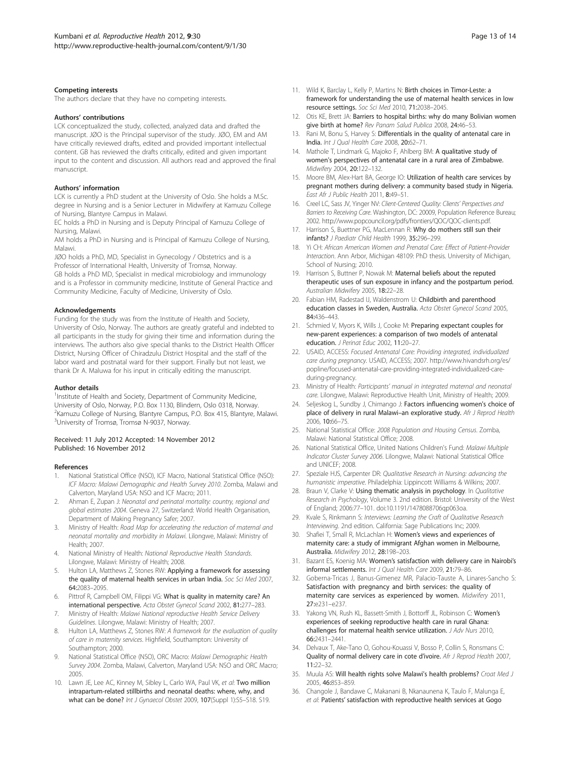### Competing interests

The authors declare that they have no competing interests.

### Authors' contributions

LCK conceptualized the study, collected, analyzed data and drafted the manuscript. JØO is the Principal supervisor of the study. JØO, EM and AM have critically reviewed drafts, edited and provided important intellectual content. GB has reviewed the drafts critically, edited and given important input to the content and discussion. All authors read and approved the final manuscript.

### Authors' information

LCK is currently a PhD student at the University of Oslo. She holds a M.Sc. degree in Nursing and is a Senior Lecturer in Midwifery at Kamuzu College of Nursing, Blantyre Campus in Malawi.

EC holds a PhD in Nursing and is Deputy Principal of Kamuzu College of Nursing, Malawi.

AM holds a PhD in Nursing and is Principal of Kamuzu College of Nursing, Malawi.

JØO holds a PhD, MD, Specialist in Gynecology / Obstetrics and is a Professor of International Health, University of Tromsø, Norway.

GB holds a PhD MD, Specialist in medical microbiology and immunology and is a Professor in community medicine, Institute of General Practice and Community Medicine, Faculty of Medicine, University of Oslo.

### Acknowledgements

Funding for the study was from the Institute of Health and Society, University of Oslo, Norway. The authors are greatly grateful and indebted to all participants in the study for giving their time and information during the interviews. The authors also give special thanks to the District Health Officer District, Nursing Officer of Chiradzulu District Hospital and the staff of the labor ward and postnatal ward for their support. Finally but not least, we thank Dr A. Maluwa for his input in critically editing the manuscript.

### Author details

[1]Institute of Health and Society, Department of Community Medicine, University of Oslo, Norway, P.O. Box 1130, Blindern, Oslo 0318, Norway. [2]Kamuzu College of Nursing, Blantyre Campus, P.O. Box 415, Blantyre, Malawi. [3]University of Tromsø, Tromsø N-9037, Norway.

Received: 11 July 2012 Accepted: 14 November 2012
Published: 16 November 2012

### References

1. National Statistical Office (NSO), ICF Macro, National Statistical Office (NSO): *ICF Macro: Malawi Demographic and Health Survey 2010*. Zomba, Malawi and Calverton, Maryland USA: NSO and ICF Macro; 2011.
2. Ahman E, Zupan J: *Neonatal and perinatal mortality: country, regional and global estimates 2004*. Geneva 27, Switzerland: World Health Organisation, Department of Making Pregnancy Safer; 2007.
3. Ministry of Health: *Road Map for accelerating the reduction of maternal and neonatal mortality and morbidity in Malawi*. Lilongwe, Malawi: Ministry of Health; 2007.
4. National Ministry of Health: *National Reproductive Health Standards*. Lilongwe, Malawi: Ministry of Health; 2008.
5. Hulton LA, Matthews Z, Stones RW: **Applying a framework for assessing the quality of maternal health services in urban India.** *Soc Sci Med* 2007, **64:**2083–2095.
6. Pittrof R, Campbell OM, Filippi VG: **What is quality in maternity care? An international perspective.** *Acta Obstet Gynecol Scand* 2002, **81:**277–283.
7. Ministry of Health: *Malawi National reproductive Health Service Delivery Guidelines*. Lilongwe, Malawi: Ministry of Health; 2007.
8. Hulton LA, Matthews Z, Stones RW: *A framework for the evaluation of quality of care in maternity services*. Highfield, Southampton: University of Southampton; 2000.
9. National Statistical Office (NSO), ORC Macro: *Malawi Demographic Health Survey 2004*. Zomba, Malawi, Calverton, Maryland USA: NSO and ORC Macro; 2005.
10. Lawn JE, Lee AC, Kinney M, Sibley L, Carlo WA, Paul VK, *et al*: **Two million intrapartum-related stillbirths and neonatal deaths: where, why, and what can be done?** *Int J Gynaecol Obstet* 2009, **107**(Suppl 1):S5–S18. S19.
11. Wild K, Barclay L, Kelly P, Martins N: **Birth choices in Timor-Leste: a framework for understanding the use of maternal health services in low resource settings.** *Soc Sci Med* 2010, **71:**2038–2045.
12. Otis KE, Brett JA: **Barriers to hospital births: why do many Bolivian women give birth at home?** *Rev Panam Salud Publica* 2008, **24:**46–53.
13. Rani M, Bonu S, Harvey S: **Differentials in the quality of antenatal care in India.** *Int J Qual Health Care* 2008, **20:**62–71.
14. Mathole T, Lindmark G, Majoko F, Ahlberg BM: **A qualitative study of women's perspectives of antenatal care in a rural area of Zimbabwe.** *Midwifery* 2004, **20:**122–132.
15. Moore BM, Alex-Hart BA, George IO: **Utilization of health care services by pregnant mothers during delivery: a community based study in Nigeria.** *East Afr J Public Health* 2011, **8:**49–51.
16. Creel LC, Sass JV, Yinger NV: *Client-Centered Quality: Clients' Perspectives and Barriers to Receiving Care*. Washington, DC: 20009, Population Reference Bureau; 2002. http://www.popcouncil.org/pdfs/frontiers/QOC/QOC-clients.pdf.
17. Harrison S, Buettner PG, MacLennan R: **Why do mothers still sun their infants?** *J Paediatr Child Health* 1999, **35:**296–299.
18. Yi CH: *African American Women and Prenatal Care: Effect of Patient-Provider Interaction*. Ann Arbor, Michigan 48109: PhD thesis. University of Michigan, School of Nursing; 2010.
19. Harrison S, Buttner P, Nowak M: **Maternal beliefs about the reputed therapeutic uses of sun exposure in infancy and the postpartum period.** *Australian Midwifery* 2005, **18:**22–28.
20. Fabian HM, Radestad IJ, Waldenstrom U: **Childbirth and parenthood education classes in Sweden, Australia.** *Acta Obstet Gynecol Scand* 2005, **84:**436–443.
21. Schmied V, Myors K, Wills J, Cooke M: **Preparing expectant couples for new-parent experiences: a comparison of two models of antenatal education.** *J Perinat Educ* 2002, **11:**20–27.
22. USAID, ACCESS: *Focused Antenatal Care: Providing integrated, individualized care during pregnancy*. USAID, ACCESS; 2007. http://www.hivandsrh.org/es/popline/focused-antenatal-care-providing-integrated-individualized-care-during-pregnancy.
23. Ministry of Health: *Participants' manual in integrated maternal and neonatal care*. Lilongwe, Malawi: Reproductive Health Unit, Ministry of Health; 2009.
24. Seljeskog L, Sundby J, Chimango J: **Factors influencing women's choice of place of delivery in rural Malawi–an explorative study.** *Afr J Reprod Health* 2006, **10:**66–75.
25. National Statistical Office: *2008 Population and Housing Census*. Zomba, Malawi: National Statistical Office; 2008.
26. National Statistical Office, United Nations Children's Fund: *Malawi Multiple Indicator Cluster Survey 2006*. Lilongwe, Malawi: National Statistical Office and UNICEF; 2008.
27. Speziale HJS, Carpenter DR: *Qualitative Research in Nursing: advancing the humanistic imperative*. Philadelphia: Lippincott Williams & Wilkins; 2007.
28. Braun V, Clarke V: **Using thematic analysis in psychology**. In *Qualitative Research in Psychology*, Volume 3. 2nd edition. Bristol: University of the West of England; 2006:77–101. doi:10.1191/1478088706qp063oa.
29. Kvale S, Rinkmann S: *Interviews: Learning the Craft of Qualitative Research Interviewing*. 2nd edition. California: Sage Publications Inc; 2009.
30. Shafiei T, Small R, McLachlan H: **Women's views and experiences of maternity care: a study of immigrant Afghan women in Melbourne, Australia.** *Midwifery* 2012, **28:**198–203.
31. Bazant ES, Koenig MA: **Women's satisfaction with delivery care in Nairobi's informal settlements.** *Int J Qual Health Care* 2009, **21:**79–86.
32. Goberna-Tricas J, Banus-Gimenez MR, Palacio-Tauste A, Linares-Sancho S: **Satisfaction with pregnancy and birth services: the quality of maternity care services as experienced by women.** *Midwifery* 2011, **27:**e231–e237.
33. Yakong VN, Rush KL, Bassett-Smith J, Bottorff JL, Robinson C: **Women's experiences of seeking reproductive health care in rural Ghana: challenges for maternal health service utilization.** *J Adv Nurs* 2010, **66:**2431–2441.
34. Delvaux T, Ake-Tano O, Gohou-Kouassi V, Bosso P, Collin S, Ronsmans C: **Quality of normal delivery care in cote d'ivoire.** *Afr J Reprod Health* 2007, **11:**22–32.
35. Muula AS: **Will health rights solve Malawi's health problems?** *Croat Med J* 2005, **46:**853–859.
36. Changole J, Bandawe C, Makanani B, Nkanaunena K, Taulo F, Malunga E, *et al*: **Patients' satisfaction with reproductive health services at Gogo**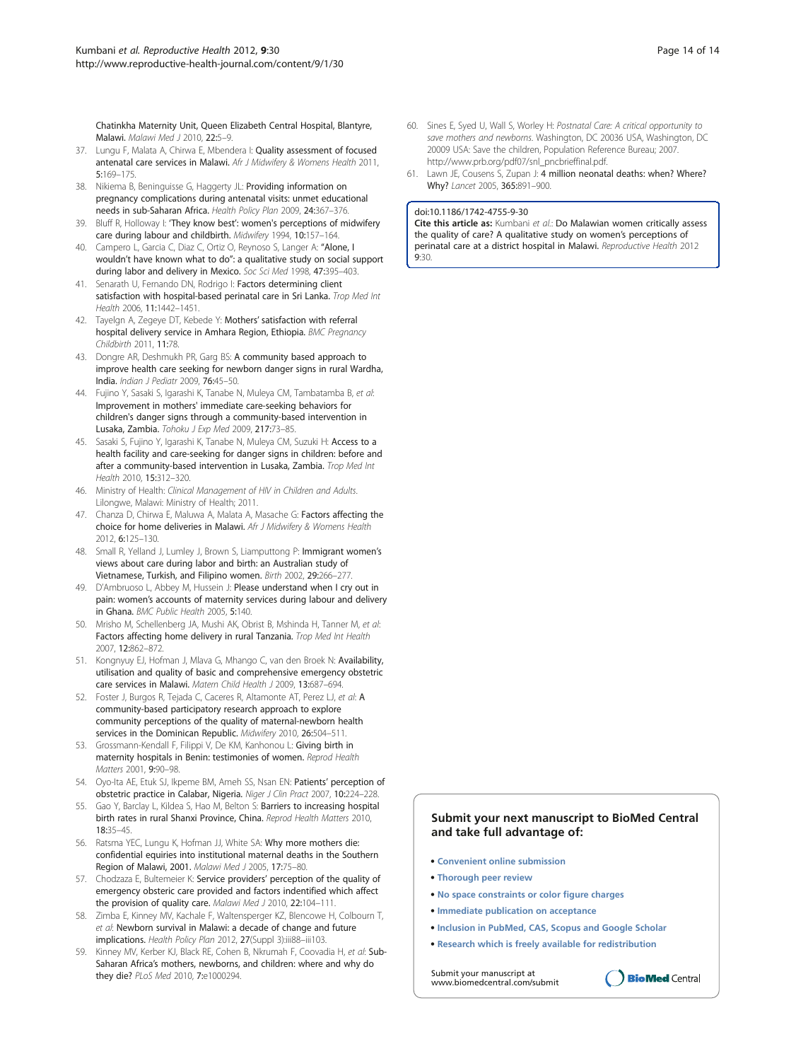Chatinkha Maternity Unit, Queen Elizabeth Central Hospital, Blantyre, Malawi. *Malawi Med J* 2010, **22**:5–9.

37. Lungu F, Malata A, Chirwa E, Mbendera I: **Quality assessment of focused antenatal care services in Malawi.** *Afr J Midwifery & Womens Health* 2011, **5**:169–175.
38. Nikiema B, Beninguisse G, Haggerty JL: **Providing information on pregnancy complications during antenatal visits: unmet educational needs in sub-Saharan Africa.** *Health Policy Plan* 2009, **24**:367–376.
39. Bluff R, Holloway I: **'They know best': women's perceptions of midwifery care during labour and childbirth.** *Midwifery* 1994, **10**:157–164.
40. Campero L, Garcia C, Diaz C, Ortiz O, Reynoso S, Langer A: **"Alone, I wouldn't have known what to do": a qualitative study on social support during labor and delivery in Mexico.** *Soc Sci Med* 1998, **47**:395–403.
41. Senarath U, Fernando DN, Rodrigo I: **Factors determining client satisfaction with hospital-based perinatal care in Sri Lanka.** *Trop Med Int Health* 2006, **11**:1442–1451.
42. Tayelgn A, Zegeye DT, Kebede Y: **Mothers' satisfaction with referral hospital delivery service in Amhara Region, Ethiopia.** *BMC Pregnancy Childbirth* 2011, **11**:78.
43. Dongre AR, Deshmukh PR, Garg BS: **A community based approach to improve health care seeking for newborn danger signs in rural Wardha, India.** *Indian J Pediatr* 2009, **76**:45–50.
44. Fujino Y, Sasaki S, Igarashi K, Tanabe N, Muleya CM, Tambatamba B, *et al*: **Improvement in mothers' immediate care-seeking behaviors for children's danger signs through a community-based intervention in Lusaka, Zambia.** *Tohoku J Exp Med* 2009, **217**:73–85.
45. Sasaki S, Fujino Y, Igarashi K, Tanabe N, Muleya CM, Suzuki H: **Access to a health facility and care-seeking for danger signs in children: before and after a community-based intervention in Lusaka, Zambia.** *Trop Med Int Health* 2010, **15**:312–320.
46. Ministry of Health: *Clinical Management of HIV in Children and Adults*. Lilongwe, Malawi: Ministry of Health; 2011.
47. Chanza D, Chirwa E, Maluwa A, Malata A, Masache G: **Factors affecting the choice for home deliveries in Malawi.** *Afr J Midwifery & Womens Health* 2012, **6**:125–130.
48. Small R, Yelland J, Lumley J, Brown S, Liamputtong P: **Immigrant women's views about care during labor and birth: an Australian study of Vietnamese, Turkish, and Filipino women.** *Birth* 2002, **29**:266–277.
49. D'Ambruoso L, Abbey M, Hussein J: **Please understand when I cry out in pain: women's accounts of maternity services during labour and delivery in Ghana.** *BMC Public Health* 2005, **5**:140.
50. Mrisho M, Schellenberg JA, Mushi AK, Obrist B, Mshinda H, Tanner M, *et al*: **Factors affecting home delivery in rural Tanzania.** *Trop Med Int Health* 2007, **12**:862–872.
51. Kongnyuy EJ, Hofman J, Mlava G, Mhango C, van den Broek N: **Availability, utilisation and quality of basic and comprehensive emergency obstetric care services in Malawi.** *Matern Child Health J* 2009, **13**:687–694.
52. Foster J, Burgos R, Tejada C, Caceres R, Altamonte AT, Perez LJ, *et al*: **A community-based participatory research approach to explore community perceptions of the quality of maternal-newborn health services in the Dominican Republic.** *Midwifery* 2010, **26**:504–511.
53. Grossmann-Kendall F, Filippi V, De KM, Kanhonou L: **Giving birth in maternity hospitals in Benin: testimonies of women.** *Reprod Health Matters* 2001, **9**:90–98.
54. Oyo-Ita AE, Etuk SJ, Ikpeme BM, Ameh SS, Nsan EN: **Patients' perception of obstetric practice in Calabar, Nigeria.** *Niger J Clin Pract* 2007, **10**:224–228.
55. Gao Y, Barclay L, Kildea S, Hao M, Belton S: **Barriers to increasing hospital birth rates in rural Shanxi Province, China.** *Reprod Health Matters* 2010, **18**:35–45.
56. Ratsma YEC, Lungu K, Hofman JJ, White SA: **Why more mothers die: confidential equiries into institutional maternal deaths in the Southern Region of Malawi, 2001.** *Malawi Med J* 2005, **17**:75–80.
57. Chodzaza E, Bultemeier K: **Service providers' perception of the quality of emergency obsteric care provided and factors indentified which affect the provision of quality care.** *Malawi Med J* 2010, **22**:104–111.
58. Zimba E, Kinney MV, Kachale F, Waltensperger KZ, Blencowe H, Colbourn T, *et al*: **Newborn survival in Malawi: a decade of change and future implications.** *Health Policy Plan* 2012, **27**(Suppl 3):iii88–iii103.
59. Kinney MV, Kerber KJ, Black RE, Cohen B, Nkrumah F, Coovadia H, *et al*: **Sub-Saharan Africa's mothers, newborns, and children: where and why do they die?** *PLoS Med* 2010, **7**:e1000294.
60. Sines E, Syed U, Wall S, Worley H: *Postnatal Care: A critical opportunity to save mothers and newborns*. Washington, DC 20036 USA, Washington, DC 20009 USA: Save the children, Population Reference Bureau; 2007. http://www.prb.org/pdf07/snl_pncbrieffinal.pdf.
61. Lawn JE, Cousens S, Zupan J: **4 million neonatal deaths: when? Where? Why?** *Lancet* 2005, **365**:891–900.

doi:10.1186/1742-4755-9-30

**Cite this article as:** Kumbani *et al.*: Do Malawian women critically assess the quality of care? A qualitative study on women's perceptions of perinatal care at a district hospital in Malawi. *Reproductive Health* 2012 **9**:30.

**Submit your next manuscript to BioMed Central and take full advantage of:**

- **Convenient online submission**
- **Thorough peer review**
- **No space constraints or color figure charges**
- **Immediate publication on acceptance**
- **Inclusion in PubMed, CAS, Scopus and Google Scholar**
- **Research which is freely available for redistribution**

Submit your manuscript at
www.biomedcentral.com/submit

BioMed Central